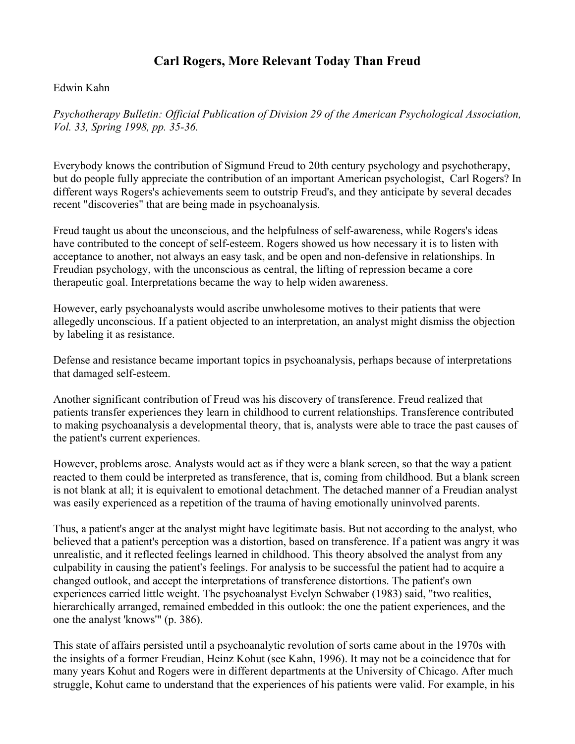# Carl Rogers, More Relevant Today Than Freud

Edwin Kahn

*Psychotherapy Bulletin: Official Publication of Division 29 of the American Psychological Association, Vol. 33, Spring 1998, pp. 35-36.*

Everybody knows the contribution of Sigmund Freud to 20th century psychology and psychotherapy, but do people fully appreciate the contribution of an important American psychologist, Carl Rogers? In different ways Rogers's achievements seem to outstrip Freud's, and they anticipate by several decades recent "discoveries" that are being made in psychoanalysis.

Freud taught us about the unconscious, and the helpfulness of self-awareness, while Rogers's ideas have contributed to the concept of self-esteem. Rogers showed us how necessary it is to listen with acceptance to another, not always an easy task, and be open and non-defensive in relationships. In Freudian psychology, with the unconscious as central, the lifting of repression became a core therapeutic goal. Interpretations became the way to help widen awareness.

However, early psychoanalysts would ascribe unwholesome motives to their patients that were allegedly unconscious. If a patient objected to an interpretation, an analyst might dismiss the objection by labeling it as resistance.

Defense and resistance became important topics in psychoanalysis, perhaps because of interpretations that damaged self-esteem.

Another significant contribution of Freud was his discovery of transference. Freud realized that patients transfer experiences they learn in childhood to current relationships. Transference contributed to making psychoanalysis a developmental theory, that is, analysts were able to trace the past causes of the patient's current experiences.

However, problems arose. Analysts would act as if they were a blank screen, so that the way a patient reacted to them could be interpreted as transference, that is, coming from childhood. But a blank screen is not blank at all; it is equivalent to emotional detachment. The detached manner of a Freudian analyst was easily experienced as a repetition of the trauma of having emotionally uninvolved parents.

Thus, a patient's anger at the analyst might have legitimate basis. But not according to the analyst, who believed that a patient's perception was a distortion, based on transference. If a patient was angry it was unrealistic, and it reflected feelings learned in childhood. This theory absolved the analyst from any culpability in causing the patient's feelings. For analysis to be successful the patient had to acquire a changed outlook, and accept the interpretations of transference distortions. The patient's own experiences carried little weight. The psychoanalyst Evelyn Schwaber (1983) said, "two realities, hierarchically arranged, remained embedded in this outlook: the one the patient experiences, and the one the analyst 'knows'" (p. 386).

This state of affairs persisted until a psychoanalytic revolution of sorts came about in the 1970s with the insights of a former Freudian, Heinz Kohut (see Kahn, 1996). It may not be a coincidence that for many years Kohut and Rogers were in different departments at the University of Chicago. After much struggle, Kohut came to understand that the experiences of his patients were valid. For example, in his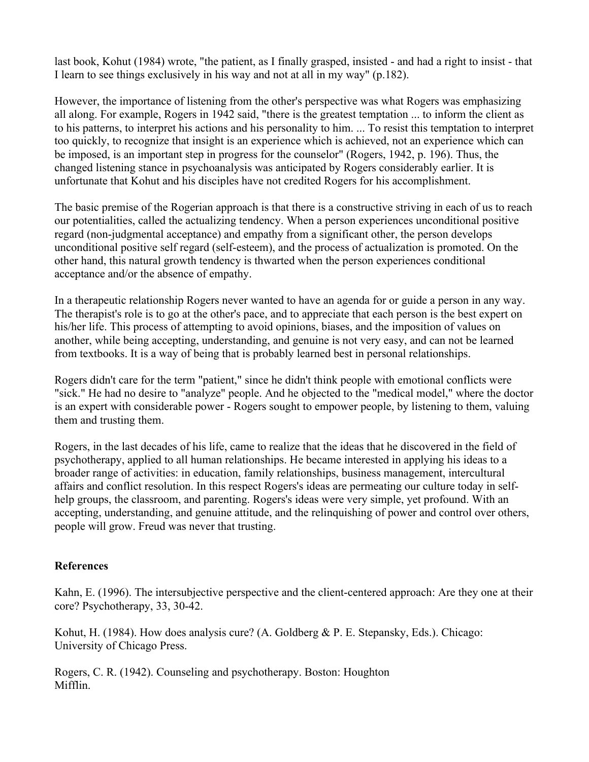last book, Kohut (1984) wrote, "the patient, as I finally grasped, insisted - and had a right to insist - that I learn to see things exclusively in his way and not at all in my way" (p.182).

However, the importance of listening from the other's perspective was what Rogers was emphasizing all along. For example, Rogers in 1942 said, "there is the greatest temptation ... to inform the client as to his patterns, to interpret his actions and his personality to him. ... To resist this temptation to interpret too quickly, to recognize that insight is an experience which is achieved, not an experience which can be imposed, is an important step in progress for the counselor" (Rogers, 1942, p. 196). Thus, the changed listening stance in psychoanalysis was anticipated by Rogers considerably earlier. It is unfortunate that Kohut and his disciples have not credited Rogers for his accomplishment.

The basic premise of the Rogerian approach is that there is a constructive striving in each of us to reach our potentialities, called the actualizing tendency. When a person experiences unconditional positive regard (non-judgmental acceptance) and empathy from a significant other, the person develops unconditional positive self regard (self-esteem), and the process of actualization is promoted. On the other hand, this natural growth tendency is thwarted when the person experiences conditional acceptance and/or the absence of empathy.

In a therapeutic relationship Rogers never wanted to have an agenda for or guide a person in any way. The therapist's role is to go at the other's pace, and to appreciate that each person is the best expert on his/her life. This process of attempting to avoid opinions, biases, and the imposition of values on another, while being accepting, understanding, and genuine is not very easy, and can not be learned from textbooks. It is a way of being that is probably learned best in personal relationships.

Rogers didn't care for the term "patient," since he didn't think people with emotional conflicts were "sick." He had no desire to "analyze" people. And he objected to the "medical model," where the doctor is an expert with considerable power - Rogers sought to empower people, by listening to them, valuing them and trusting them.

Rogers, in the last decades of his life, came to realize that the ideas that he discovered in the field of psychotherapy, applied to all human relationships. He became interested in applying his ideas to a broader range of activities: in education, family relationships, business management, intercultural affairs and conflict resolution. In this respect Rogers's ideas are permeating our culture today in self-help groups, the classroom, and parenting. Rogers's ideas were very simple, yet profound. With an accepting, understanding, and genuine attitude, and the relinquishing of power and control over others, people will grow. Freud was never that trusting.

**References**

Kahn, E. (1996). The intersubjective perspective and the client-centered approach: Are they one at their core? Psychotherapy, 33, 30-42.

Kohut, H. (1984). How does analysis cure? (A. Goldberg & P. E. Stepansky, Eds.). Chicago: University of Chicago Press.

Rogers, C. R. (1942). Counseling and psychotherapy. Boston: Houghton Mifflin.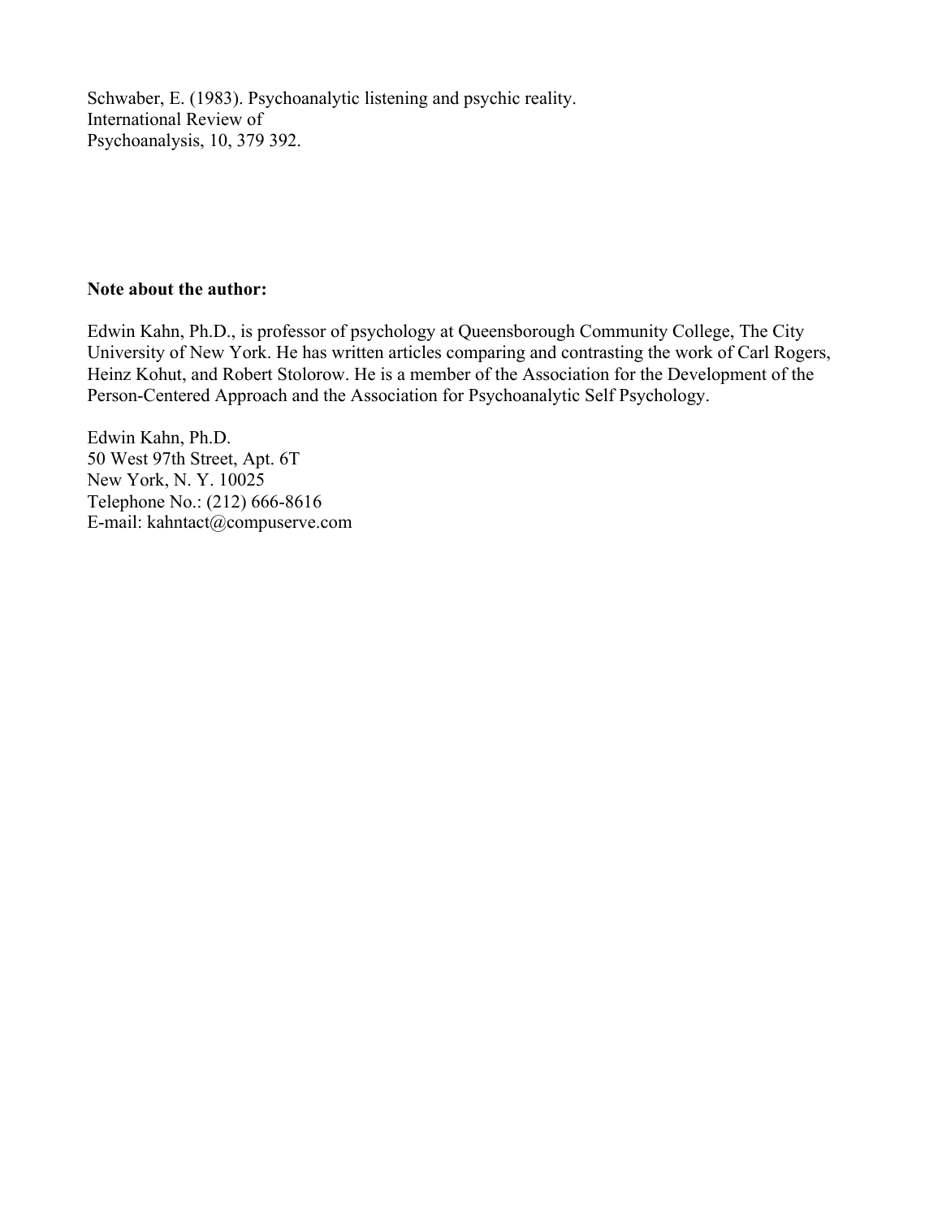Schwaber, E. (1983). Psychoanalytic listening and psychic reality. International Review of Psychoanalysis, 10, 379 392.

**Note about the author:**

Edwin Kahn, Ph.D., is professor of psychology at Queensborough Community College, The City University of New York. He has written articles comparing and contrasting the work of Carl Rogers, Heinz Kohut, and Robert Stolorow. He is a member of the Association for the Development of the Person-Centered Approach and the Association for Psychoanalytic Self Psychology.

Edwin Kahn, Ph.D.
50 West 97th Street, Apt. 6T
New York, N. Y. 10025
Telephone No.: (212) 666-8616
E-mail: kahntact@compuserve.com